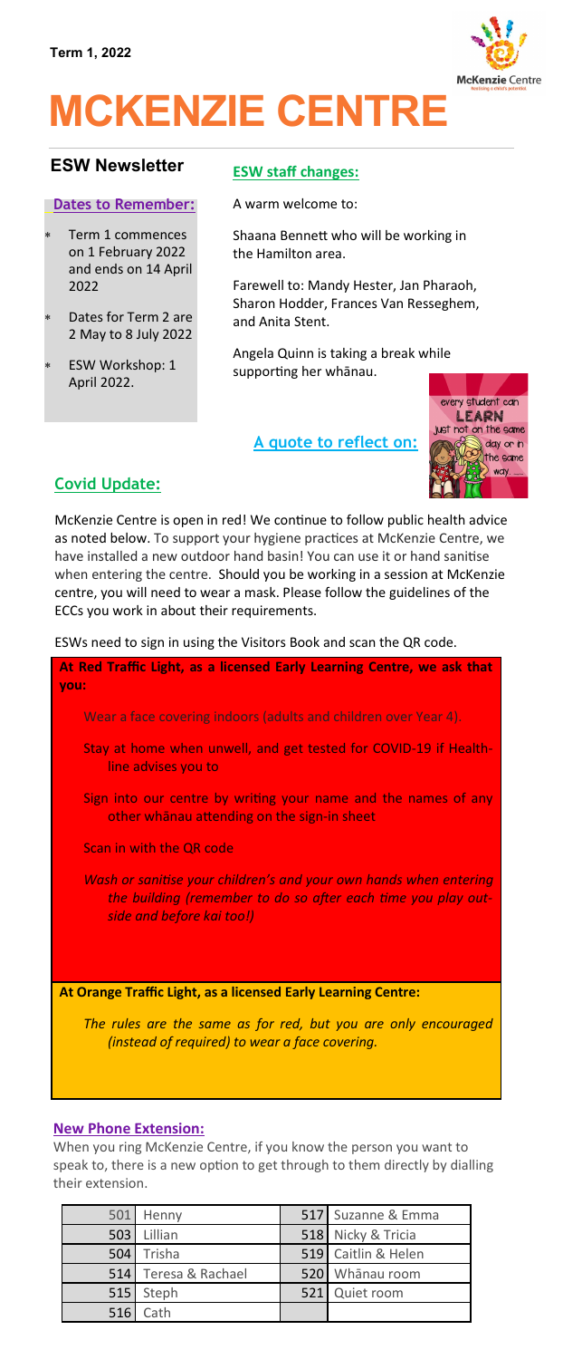Term 1, 2022

# MCKENZIE CENTRE

## ESW Newsletter

**Dates to Remember:**

- Term 1 commences on 1 February 2022 and ends on 14 April 2022
- Dates for Term 2 are 2 May to 8 July 2022
- ESW Workshop: 1 April 2022.

**ESW staff changes:**

A warm welcome to:

Shaana Bennett who will be working in the Hamilton area.

Farewell to: Mandy Hester, Jan Pharaoh, Sharon Hodder, Frances Van Resseghem, and Anita Stent.

Angela Quinn is taking a break while supporting her whānau.

**A quote to reflect on:**

## Covid Update:

McKenzie Centre is open in red! We continue to follow public health advice as noted below. To support your hygiene practices at McKenzie Centre, we have installed a new outdoor hand basin! You can use it or hand sanitise when entering the centre. Should you be working in a session at McKenzie centre, you will need to wear a mask. Please follow the guidelines of the ECCs you work in about their requirements.

ESWs need to sign in using the Visitors Book and scan the QR code.

**At Red Traffic Light, as a licensed Early Learning Centre, we ask that you:**

- Wear a face covering indoors (adults and children over Year 4).
- Stay at home when unwell, and get tested for COVID-19 if Healthline advises you to
- Sign into our centre by writing your name and the names of any other whānau attending on the sign-in sheet
- Scan in with the QR code
- *Wash or sanitise your children's and your own hands when entering the building (remember to do so after each time you play outside and before kai too!)*

**At Orange Traffic Light, as a licensed Early Learning Centre:**

*The rules are the same as for red, but you are only encouraged (instead of required) to wear a face covering.*

**New Phone Extension:**

When you ring McKenzie Centre, if you know the person you want to speak to, there is a new option to get through to them directly by dialling their extension.

| | | | |
|---|---|---|---|
| 501 | Henny | 517 | Suzanne & Emma |
| 503 | Lillian | 518 | Nicky & Tricia |
| 504 | Trisha | 519 | Caitlin & Helen |
| 514 | Teresa & Rachael | 520 | Whānau room |
| 515 | Steph | 521 | Quiet room |
| 516 | Cath | | |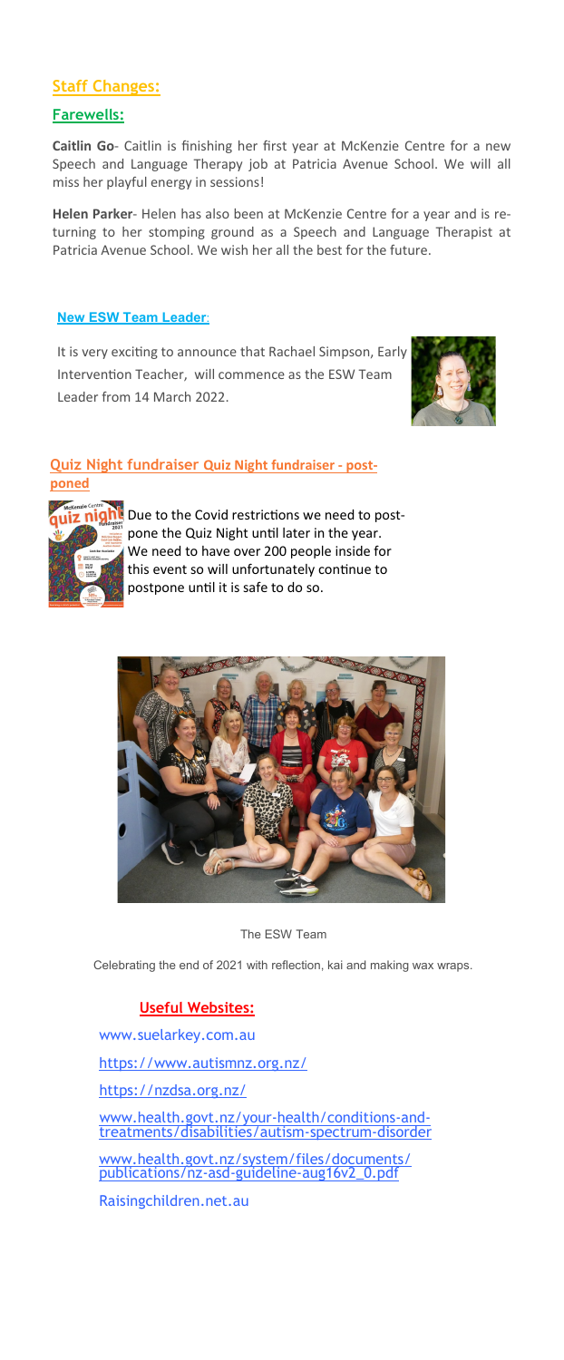## Staff Changes:

### Farewells:

**Caitlin Go**- Caitlin is finishing her first year at McKenzie Centre for a new Speech and Language Therapy job at Patricia Avenue School. We will all miss her playful energy in sessions!

**Helen Parker**- Helen has also been at McKenzie Centre for a year and is returning to her stomping ground as a Speech and Language Therapist at Patricia Avenue School. We wish her all the best for the future.

### New ESW Team Leader:

It is very exciting to announce that Rachael Simpson, Early Intervention Teacher, will commence as the ESW Team Leader from 14 March 2022.

## Quiz Night fundraiser Quiz Night fundraiser - postponed

Due to the Covid restrictions we need to postpone the Quiz Night until later in the year. We need to have over 200 people inside for this event so will unfortunately continue to postpone until it is safe to do so.

The ESW Team

Celebrating the end of 2021 with reflection, kai and making wax wraps.

## Useful Websites:

www.suelarkey.com.au

https://www.autismnz.org.nz/

https://nzdsa.org.nz/

www.health.govt.nz/your-health/conditions-and-treatments/disabilities/autism-spectrum-disorder

www.health.govt.nz/system/files/documents/publications/nz-asd-guideline-aug16v2_0.pdf

Raisingchildren.net.au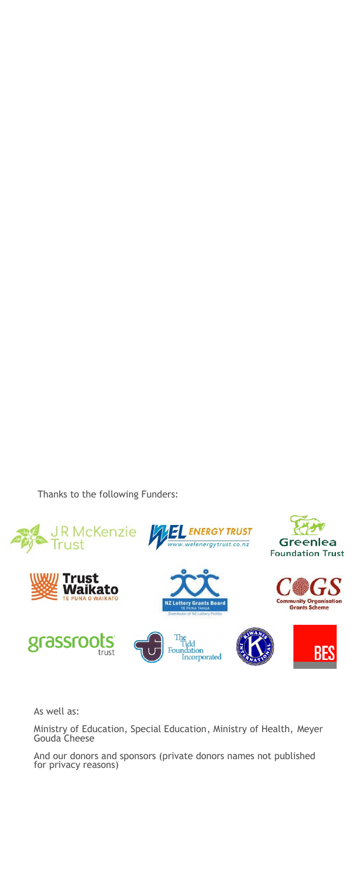Thanks to the following Funders:

J R McKenzie Trust

WEL ENERGY TRUST
www.welenergytrust.co.nz

Greenlea Foundation Trust

Trust Waikato
TE PUNA O WAIKATO

NZ Lottery Grants Board
TE PUNA TAHUA
Distributor of NZ Lottery Profits

COGS
Community Organisation Grants Scheme

grassroots trust

The Tidd Foundation Incorporated

KIWANIS INTERNATIONAL

BES

As well as:

Ministry of Education, Special Education, Ministry of Health, Meyer Gouda Cheese

And our donors and sponsors (private donors names not published for privacy reasons)